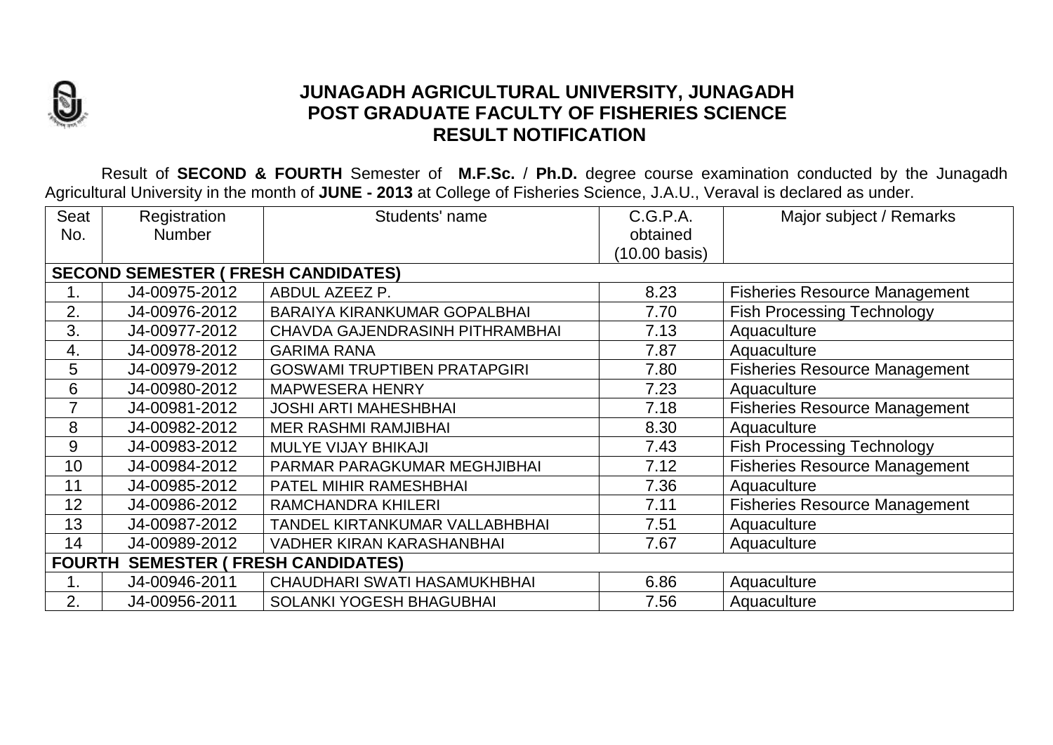# JUNAGADH AGRICULTURAL UNIVERSITY, JUNAGADH
## POST GRADUATE FACULTY OF FISHERIES SCIENCE
## RESULT NOTIFICATION

Result of **SECOND & FOURTH** Semester of **M.F.Sc.** / **Ph.D.** degree course examination conducted by the Junagadh Agricultural University in the month of **JUNE - 2013** at College of Fisheries Science, J.A.U., Veraval is declared as under.

| Seat No. | Registration Number | Students' name | C.G.P.A. obtained (10.00 basis) | Major subject / Remarks |
|---|---|---|---|---|
| **SECOND SEMESTER ( FRESH CANDIDATES)** | | | | |
| 1. | J4-00975-2012 | ABDUL AZEEZ P. | 8.23 | Fisheries Resource Management |
| 2. | J4-00976-2012 | BARAIYA KIRANKUMAR GOPALBHAI | 7.70 | Fish Processing Technology |
| 3. | J4-00977-2012 | CHAVDA GAJENDRASINH PITHRAMBHAI | 7.13 | Aquaculture |
| 4. | J4-00978-2012 | GARIMA RANA | 7.87 | Aquaculture |
| 5 | J4-00979-2012 | GOSWAMI TRUPTIBEN PRATAPGIRI | 7.80 | Fisheries Resource Management |
| 6 | J4-00980-2012 | MAPWESERA HENRY | 7.23 | Aquaculture |
| 7 | J4-00981-2012 | JOSHI ARTI MAHESHBHAI | 7.18 | Fisheries Resource Management |
| 8 | J4-00982-2012 | MER RASHMI RAMJIBHAI | 8.30 | Aquaculture |
| 9 | J4-00983-2012 | MULYE VIJAY BHIKAJI | 7.43 | Fish Processing Technology |
| 10 | J4-00984-2012 | PARMAR PARAGKUMAR MEGHJIBHAI | 7.12 | Fisheries Resource Management |
| 11 | J4-00985-2012 | PATEL MIHIR RAMESHBHAI | 7.36 | Aquaculture |
| 12 | J4-00986-2012 | RAMCHANDRA KHILERI | 7.11 | Fisheries Resource Management |
| 13 | J4-00987-2012 | TANDEL KIRTANKUMAR VALLABHBHAI | 7.51 | Aquaculture |
| 14 | J4-00989-2012 | VADHER KIRAN KARASHANBHAI | 7.67 | Aquaculture |
| **FOURTH SEMESTER ( FRESH CANDIDATES)** | | | | |
| 1. | J4-00946-2011 | CHAUDHARI SWATI HASAMUKHBHAI | 6.86 | Aquaculture |
| 2. | J4-00956-2011 | SOLANKI YOGESH BHAGUBHAI | 7.56 | Aquaculture |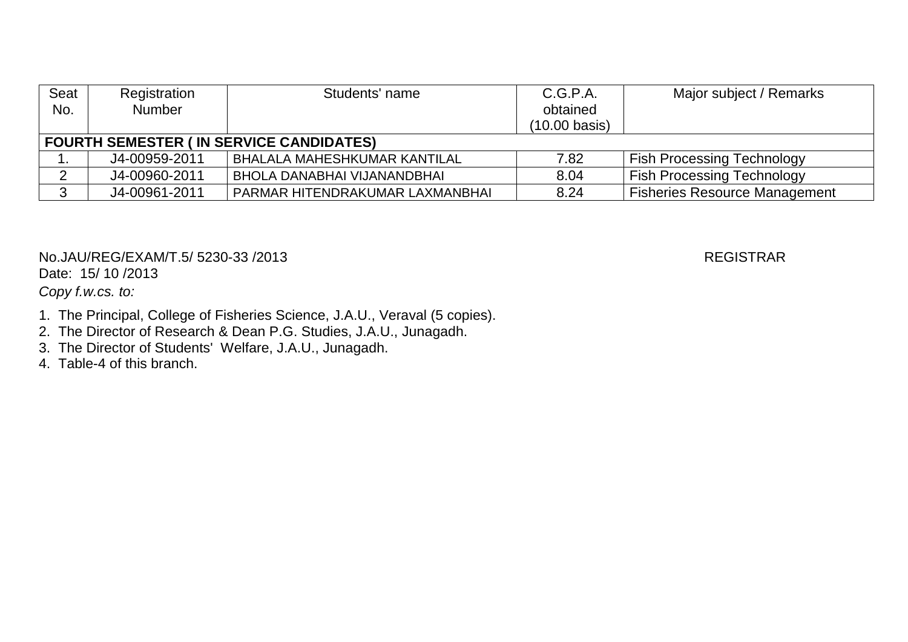| Seat No. | Registration Number | Students' name | C.G.P.A. obtained (10.00 basis) | Major subject / Remarks |
|---|---|---|---|---|
| **FOURTH SEMESTER ( IN SERVICE CANDIDATES)** | | | | |
| 1. | J4-00959-2011 | BHALALA MAHESHKUMAR KANTILAL | 7.82 | Fish Processing Technology |
| 2 | J4-00960-2011 | BHOLA DANABHAI VIJANANDBHAI | 8.04 | Fish Processing Technology |
| 3 | J4-00961-2011 | PARMAR HITENDRAKUMAR LAXMANBHAI | 8.24 | Fisheries Resource Management |

No.JAU/REG/EXAM/T.5/ 5230-33 /2013

REGISTRAR

Date: 15/ 10 /2013

*Copy f.w.cs. to:*

1. The Principal, College of Fisheries Science, J.A.U., Veraval (5 copies).
2. The Director of Research & Dean P.G. Studies, J.A.U., Junagadh.
3. The Director of Students' Welfare, J.A.U., Junagadh.
4. Table-4 of this branch.